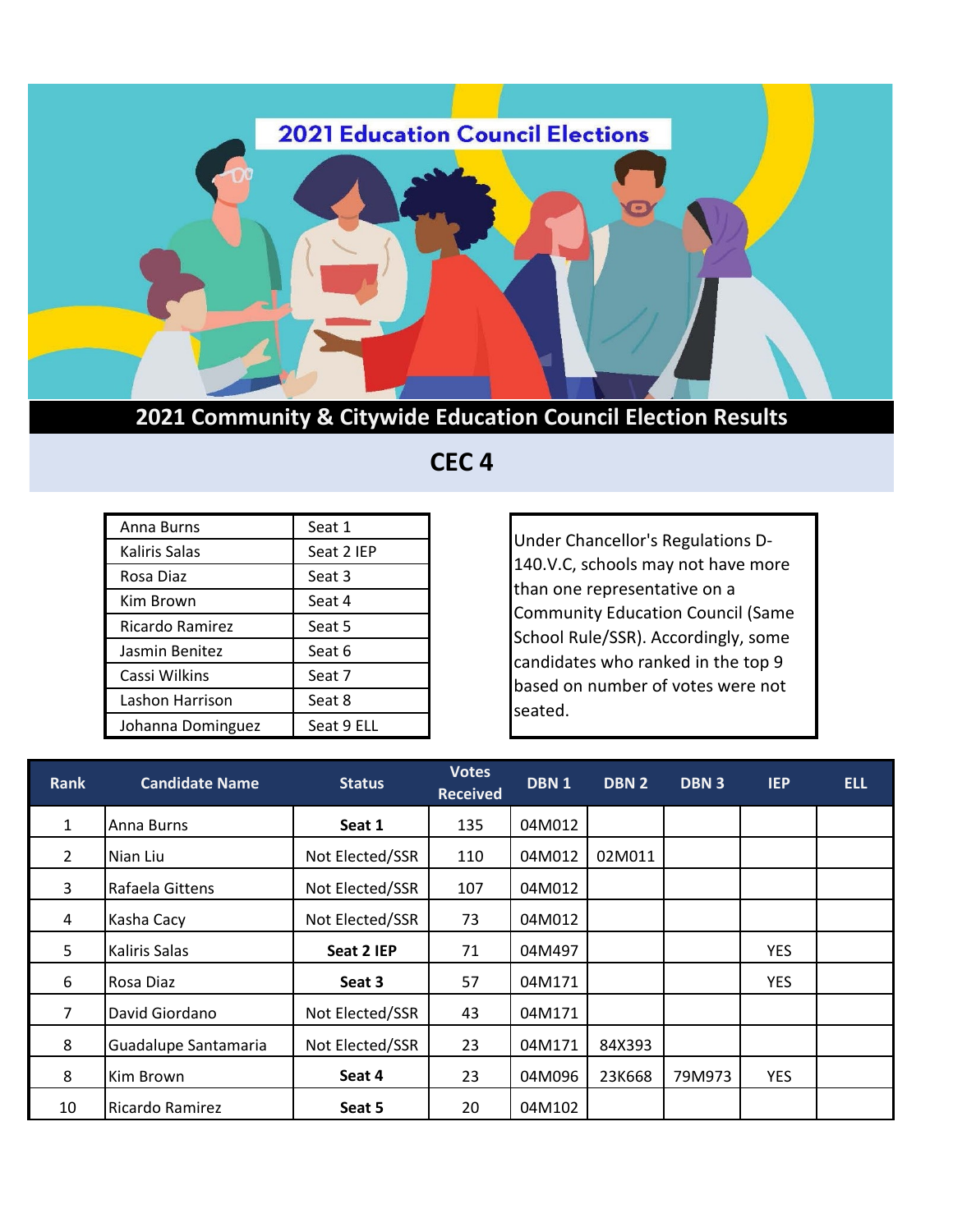# 2021 Education Council Elections

## 2021 Community & Citywide Education Council Election Results

## CEC 4

| | |
|---|---|
| Anna Burns | Seat 1 |
| Kaliris Salas | Seat 2 IEP |
| Rosa Diaz | Seat 3 |
| Kim Brown | Seat 4 |
| Ricardo Ramirez | Seat 5 |
| Jasmin Benitez | Seat 6 |
| Cassi Wilkins | Seat 7 |
| Lashon Harrison | Seat 8 |
| Johanna Dominguez | Seat 9 ELL |

Under Chancellor's Regulations D-140.V.C, schools may not have more than one representative on a Community Education Council (Same School Rule/SSR). Accordingly, some candidates who ranked in the top 9 based on number of votes were not seated.

| Rank | Candidate Name | Status | Votes Received | DBN 1 | DBN 2 | DBN 3 | IEP | ELL |
|---|---|---|---|---|---|---|---|---|
| 1 | Anna Burns | **Seat 1** | 135 | 04M012 | | | | |
| 2 | Nian Liu | Not Elected/SSR | 110 | 04M012 | 02M011 | | | |
| 3 | Rafaela Gittens | Not Elected/SSR | 107 | 04M012 | | | | |
| 4 | Kasha Cacy | Not Elected/SSR | 73 | 04M012 | | | | |
| 5 | Kaliris Salas | **Seat 2 IEP** | 71 | 04M497 | | | YES | |
| 6 | Rosa Diaz | **Seat 3** | 57 | 04M171 | | | YES | |
| 7 | David Giordano | Not Elected/SSR | 43 | 04M171 | | | | |
| 8 | Guadalupe Santamaria | Not Elected/SSR | 23 | 04M171 | 84X393 | | | |
| 8 | Kim Brown | **Seat 4** | 23 | 04M096 | 23K668 | 79M973 | YES | |
| 10 | Ricardo Ramirez | **Seat 5** | 20 | 04M102 | | | | |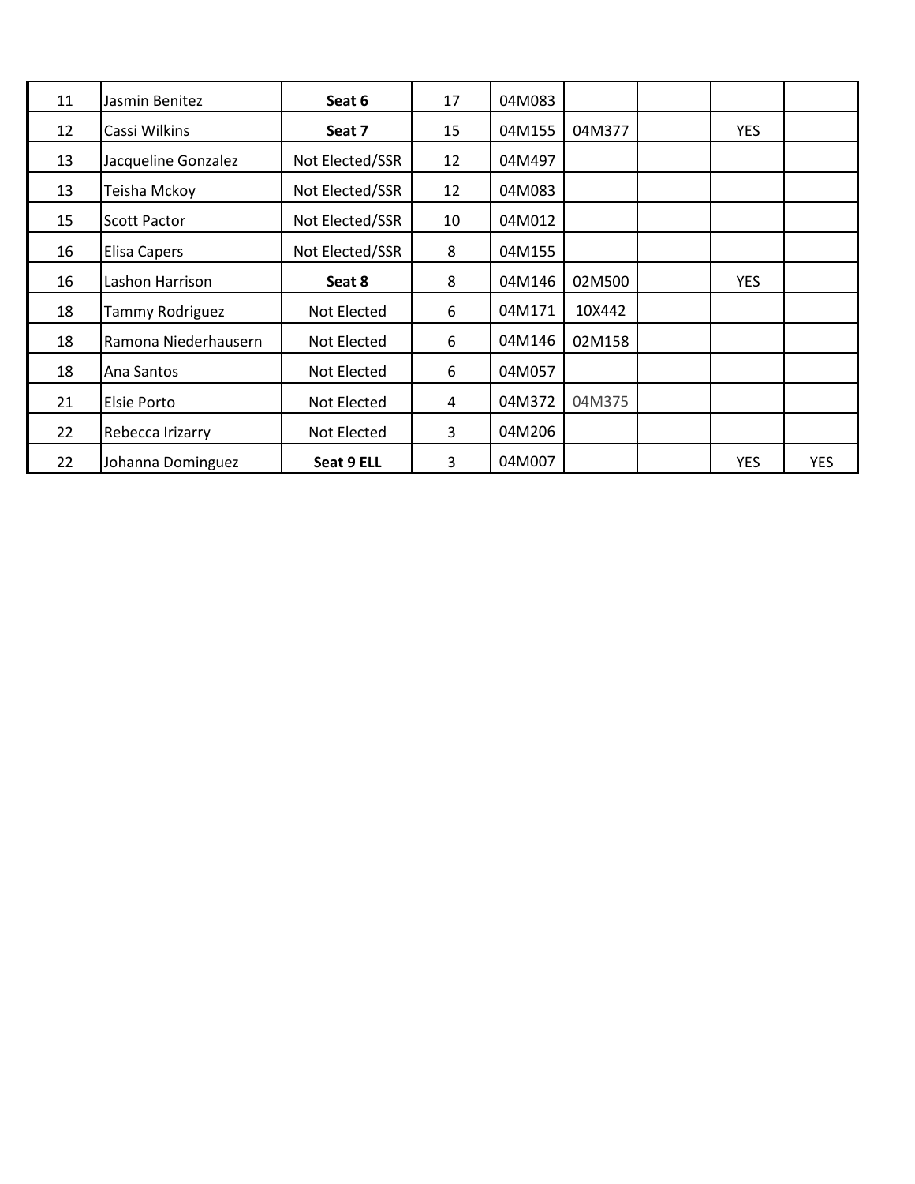| | | | | | | | | |
|---|---|---|---|---|---|---|---|---|
| 11 | Jasmin Benitez | **Seat 6** | 17 | 04M083 | | | | |
| 12 | Cassi Wilkins | **Seat 7** | 15 | 04M155 | 04M377 | | YES | |
| 13 | Jacqueline Gonzalez | Not Elected/SSR | 12 | 04M497 | | | | |
| 13 | Teisha Mckoy | Not Elected/SSR | 12 | 04M083 | | | | |
| 15 | Scott Pactor | Not Elected/SSR | 10 | 04M012 | | | | |
| 16 | Elisa Capers | Not Elected/SSR | 8 | 04M155 | | | | |
| 16 | Lashon Harrison | **Seat 8** | 8 | 04M146 | 02M500 | | YES | |
| 18 | Tammy Rodriguez | Not Elected | 6 | 04M171 | 10X442 | | | |
| 18 | Ramona Niederhausern | Not Elected | 6 | 04M146 | 02M158 | | | |
| 18 | Ana Santos | Not Elected | 6 | 04M057 | | | | |
| 21 | Elsie Porto | Not Elected | 4 | 04M372 | 04M375 | | | |
| 22 | Rebecca Irizarry | Not Elected | 3 | 04M206 | | | | |
| 22 | Johanna Dominguez | **Seat 9 ELL** | 3 | 04M007 | | | YES | YES |